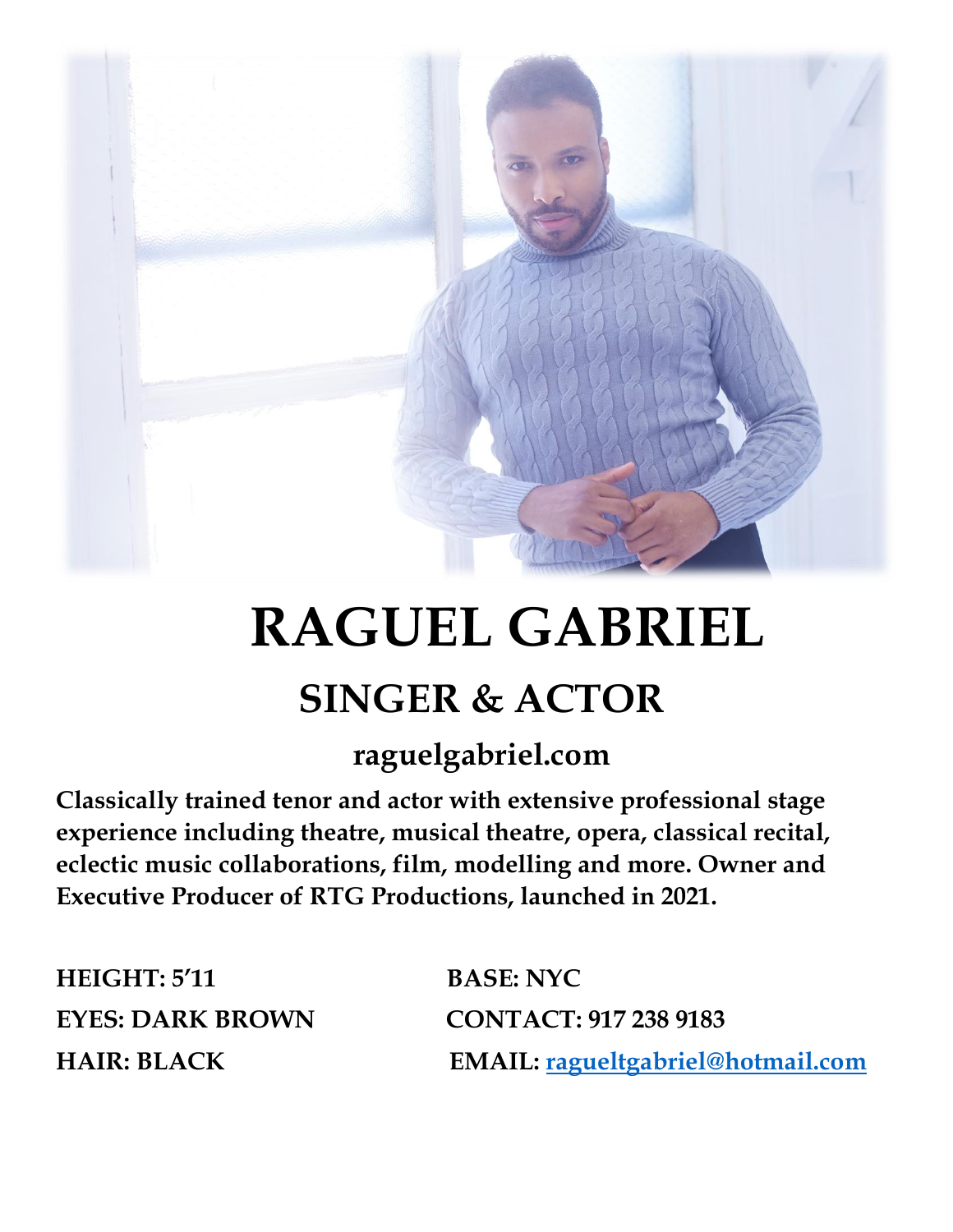# RAGUEL GABRIEL

## SINGER & ACTOR

### raguelgabriel.com

**Classically trained tenor and actor with extensive professional stage experience including theatre, musical theatre, opera, classical recital, eclectic music collaborations, film, modelling and more. Owner and Executive Producer of RTG Productions, launched in 2021.**

**HEIGHT: 5'11**

**EYES: DARK BROWN**

**HAIR: BLACK**

**BASE: NYC**

**CONTACT: 917 238 9183**

**EMAIL: [ragueltgabriel@hotmail.com](mailto:ragueltgabriel@hotmail.com)**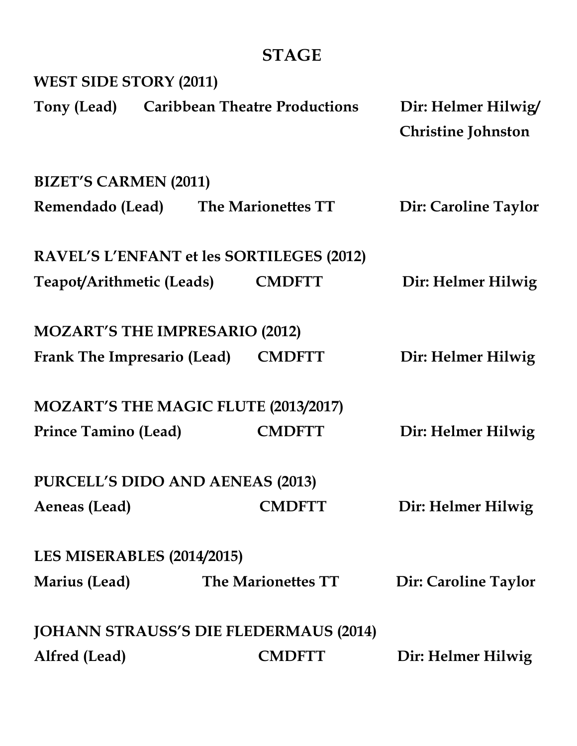# STAGE

**WEST SIDE STORY (2011)**
**Tony (Lead) Caribbean Theatre Productions Dir: Helmer Hilwig/ Christine Johnston**

**BIZET'S CARMEN (2011)**
**Remendado (Lead) The Marionettes TT Dir: Caroline Taylor**

**RAVEL'S L'ENFANT et les SORTILEGES (2012)**
**Teapot/Arithmetic (Leads) CMDFTT Dir: Helmer Hilwig**

**MOZART'S THE IMPRESARIO (2012)**
**Frank The Impresario (Lead) CMDFTT Dir: Helmer Hilwig**

**MOZART'S THE MAGIC FLUTE (2013/2017)**
**Prince Tamino (Lead) CMDFTT Dir: Helmer Hilwig**

**PURCELL'S DIDO AND AENEAS (2013)**
**Aeneas (Lead) CMDFTT Dir: Helmer Hilwig**

**LES MISERABLES (2014/2015)**
**Marius (Lead) The Marionettes TT Dir: Caroline Taylor**

**JOHANN STRAUSS'S DIE FLEDERMAUS (2014)**
**Alfred (Lead) CMDFTT Dir: Helmer Hilwig**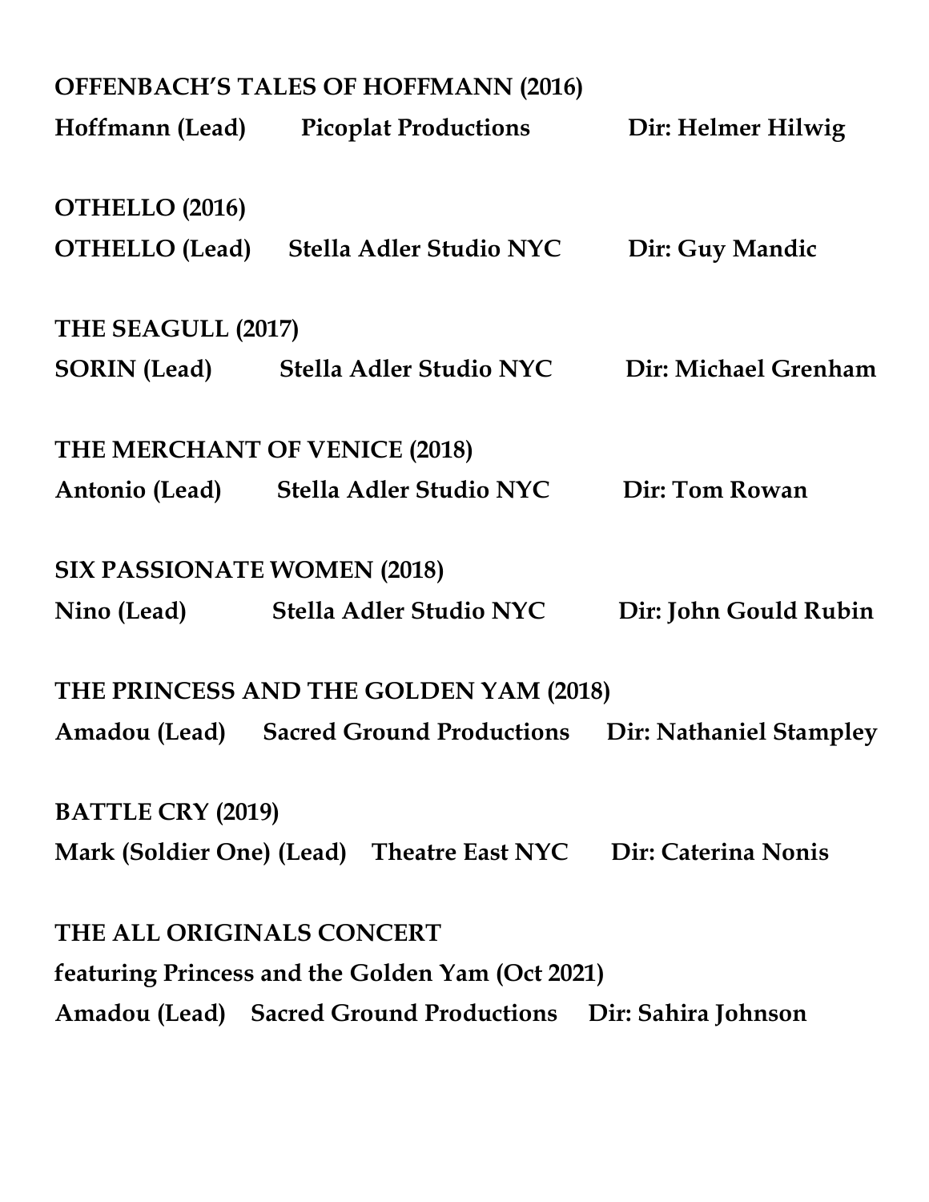**OFFENBACH'S TALES OF HOFFMANN (2016)**

**Hoffmann (Lead) Picoplat Productions Dir: Helmer Hilwig**

**OTHELLO (2016)**

**OTHELLO (Lead) Stella Adler Studio NYC Dir: Guy Mandic**

**THE SEAGULL (2017)**

**SORIN (Lead) Stella Adler Studio NYC Dir: Michael Grenham**

**THE MERCHANT OF VENICE (2018)**

**Antonio (Lead) Stella Adler Studio NYC Dir: Tom Rowan**

**SIX PASSIONATE WOMEN (2018)**

**Nino (Lead) Stella Adler Studio NYC Dir: John Gould Rubin**

**THE PRINCESS AND THE GOLDEN YAM (2018)**

**Amadou (Lead) Sacred Ground Productions Dir: Nathaniel Stampley**

**BATTLE CRY (2019)**

**Mark (Soldier One) (Lead) Theatre East NYC Dir: Caterina Nonis**

**THE ALL ORIGINALS CONCERT**

**featuring Princess and the Golden Yam (Oct 2021)**

**Amadou (Lead) Sacred Ground Productions Dir: Sahira Johnson**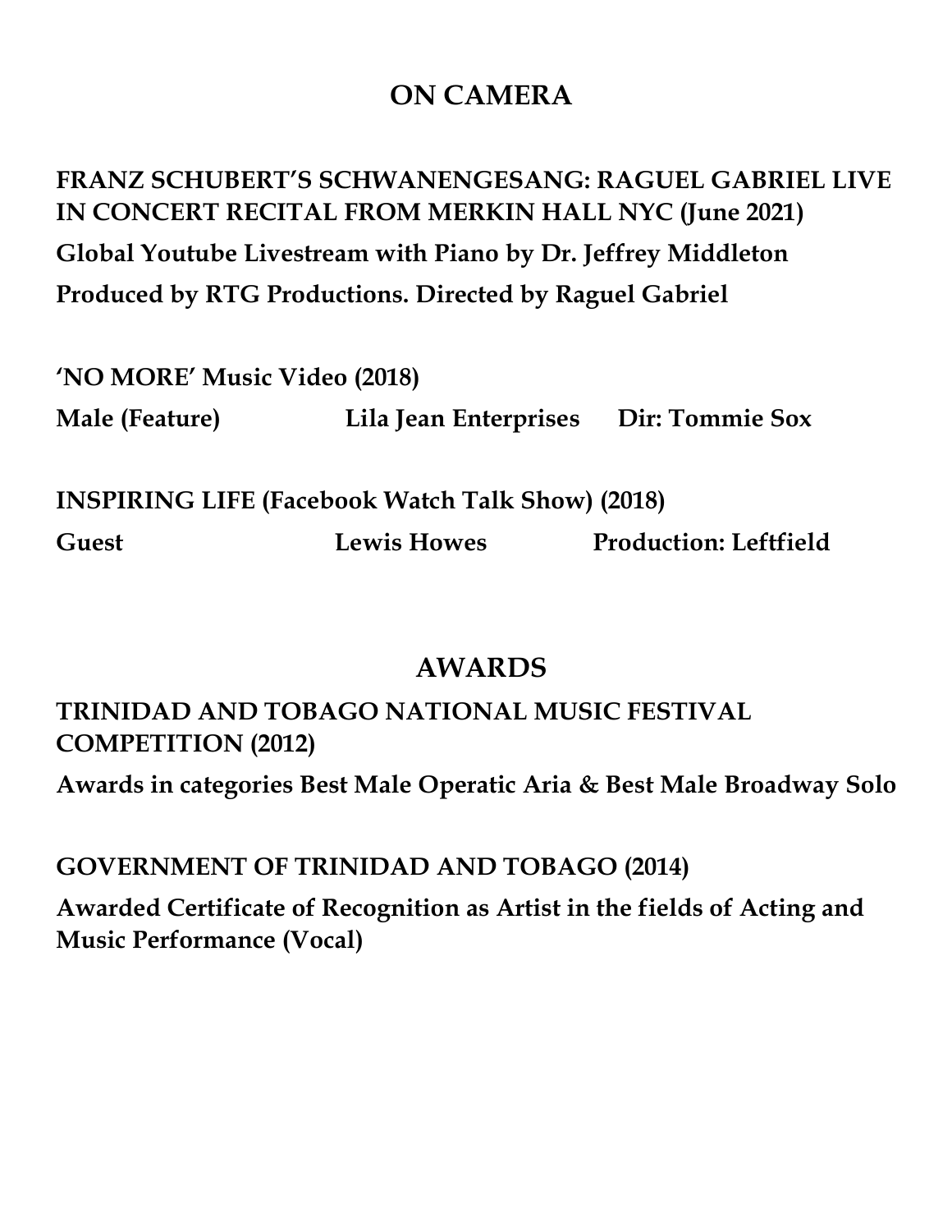## ON CAMERA

**FRANZ SCHUBERT'S SCHWANENGESANG: RAGUEL GABRIEL LIVE IN CONCERT RECITAL FROM MERKIN HALL NYC (June 2021)**

**Global Youtube Livestream with Piano by Dr. Jeffrey Middleton**

**Produced by RTG Productions. Directed by Raguel Gabriel**

**'NO MORE' Music Video (2018)**

| | | |
|---|---|---|
| **Male (Feature)** | **Lila Jean Enterprises** | **Dir: Tommie Sox** |

**INSPIRING LIFE (Facebook Watch Talk Show) (2018)**

| | | |
|---|---|---|
| **Guest** | **Lewis Howes** | **Production: Leftfield** |

## AWARDS

**TRINIDAD AND TOBAGO NATIONAL MUSIC FESTIVAL COMPETITION (2012)**

**Awards in categories Best Male Operatic Aria & Best Male Broadway Solo**

**GOVERNMENT OF TRINIDAD AND TOBAGO (2014)**

**Awarded Certificate of Recognition as Artist in the fields of Acting and Music Performance (Vocal)**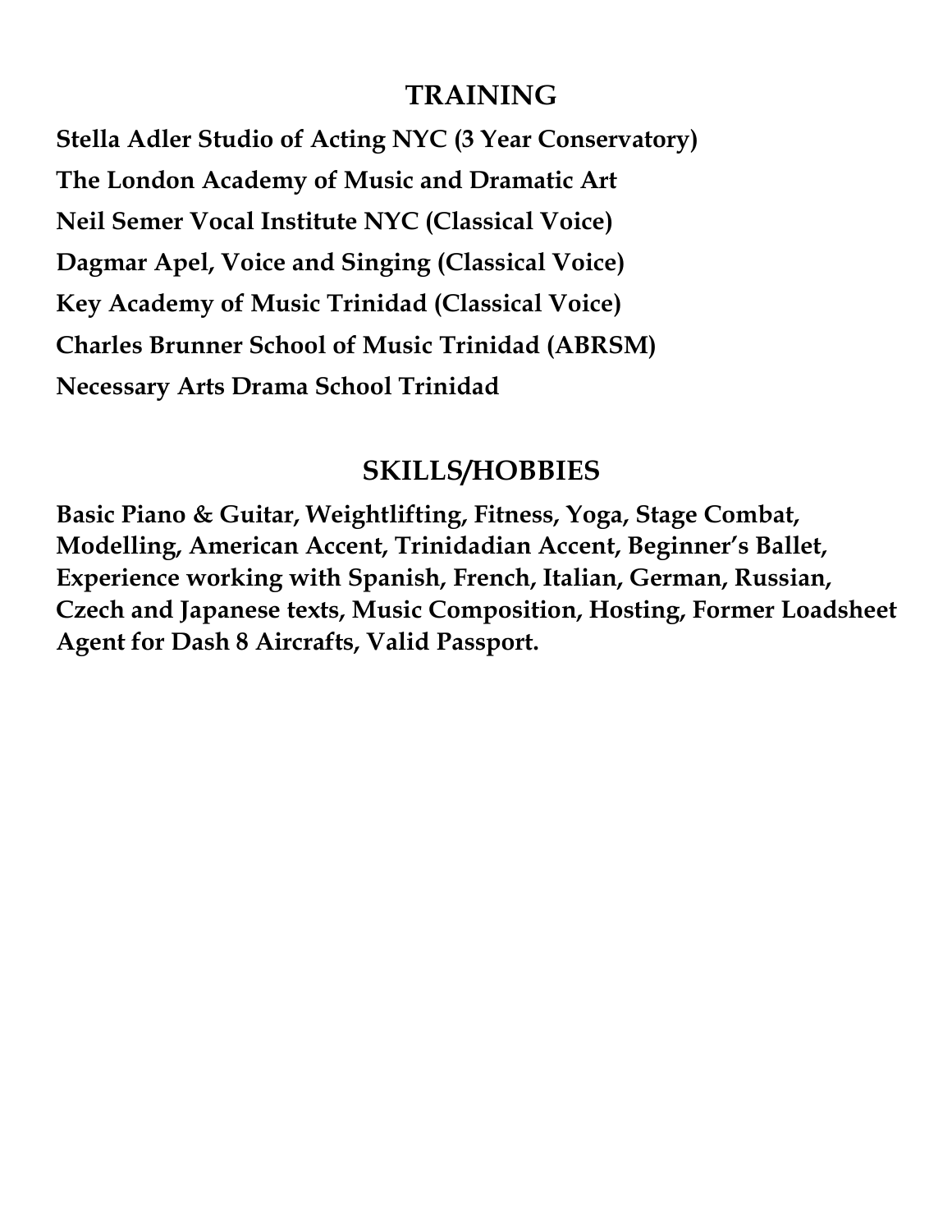## TRAINING

**Stella Adler Studio of Acting NYC (3 Year Conservatory)**

**The London Academy of Music and Dramatic Art**

**Neil Semer Vocal Institute NYC (Classical Voice)**

**Dagmar Apel, Voice and Singing (Classical Voice)**

**Key Academy of Music Trinidad (Classical Voice)**

**Charles Brunner School of Music Trinidad (ABRSM)**

**Necessary Arts Drama School Trinidad**

## SKILLS/HOBBIES

**Basic Piano & Guitar, Weightlifting, Fitness, Yoga, Stage Combat, Modelling, American Accent, Trinidadian Accent, Beginner's Ballet, Experience working with Spanish, French, Italian, German, Russian, Czech and Japanese texts, Music Composition, Hosting, Former Loadsheet Agent for Dash 8 Aircrafts, Valid Passport.**